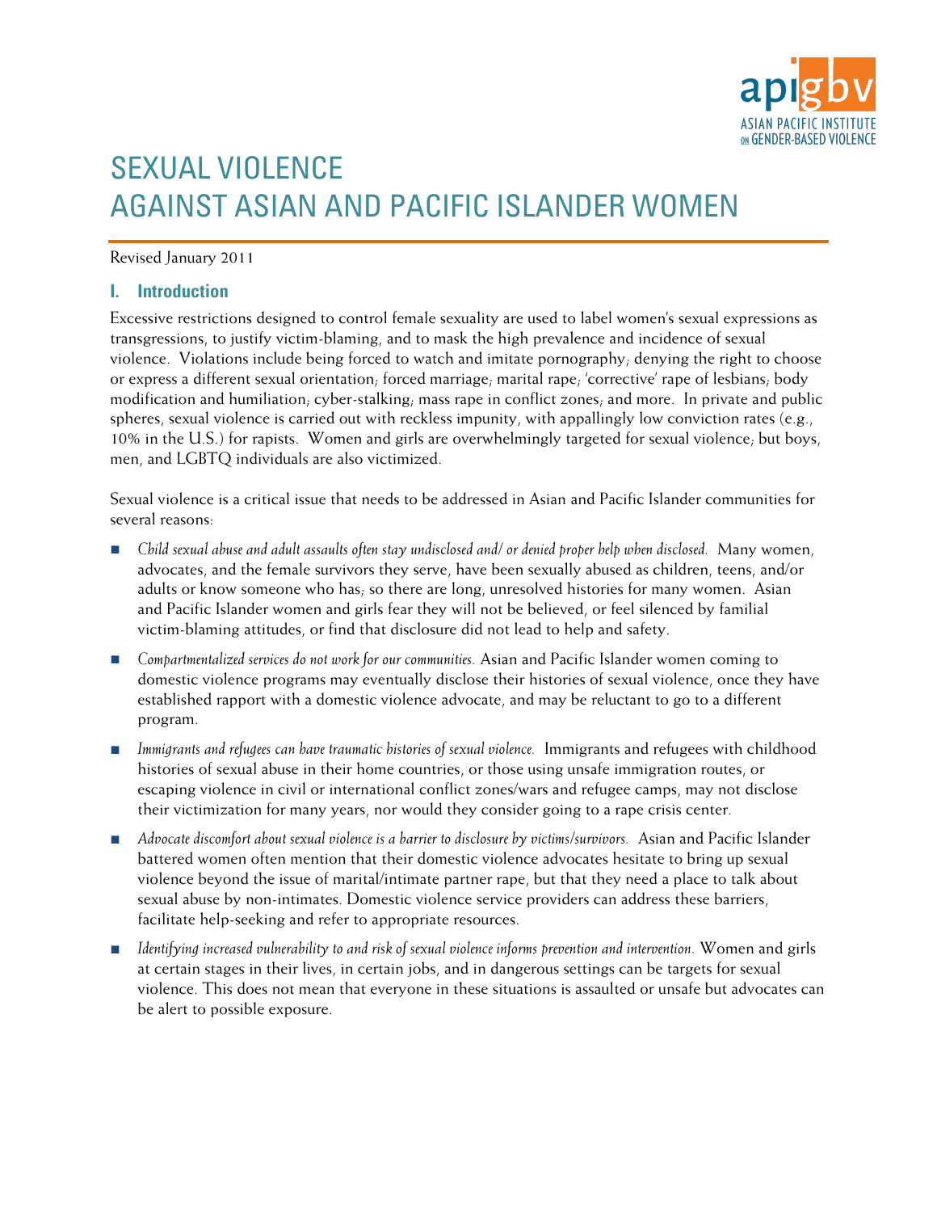# SEXUAL VIOLENCE AGAINST ASIAN AND PACIFIC ISLANDER WOMEN

Revised January 2011

## I. Introduction

Excessive restrictions designed to control female sexuality are used to label women's sexual expressions as transgressions, to justify victim-blaming, and to mask the high prevalence and incidence of sexual violence. Violations include being forced to watch and imitate pornography; denying the right to choose or express a different sexual orientation; forced marriage; marital rape; 'corrective' rape of lesbians; body modification and humiliation; cyber-stalking; mass rape in conflict zones; and more. In private and public spheres, sexual violence is carried out with reckless impunity, with appallingly low conviction rates (e.g., 10% in the U.S.) for rapists. Women and girls are overwhelmingly targeted for sexual violence; but boys, men, and LGBTQ individuals are also victimized.

Sexual violence is a critical issue that needs to be addressed in Asian and Pacific Islander communities for several reasons:

- *Child sexual abuse and adult assaults often stay undisclosed and/ or denied proper help when disclosed.* Many women, advocates, and the female survivors they serve, have been sexually abused as children, teens, and/or adults or know someone who has; so there are long, unresolved histories for many women. Asian and Pacific Islander women and girls fear they will not be believed, or feel silenced by familial victim-blaming attitudes, or find that disclosure did not lead to help and safety.
- *Compartmentalized services do not work for our communities.* Asian and Pacific Islander women coming to domestic violence programs may eventually disclose their histories of sexual violence, once they have established rapport with a domestic violence advocate, and may be reluctant to go to a different program.
- *Immigrants and refugees can have traumatic histories of sexual violence.* Immigrants and refugees with childhood histories of sexual abuse in their home countries, or those using unsafe immigration routes, or escaping violence in civil or international conflict zones/wars and refugee camps, may not disclose their victimization for many years, nor would they consider going to a rape crisis center.
- *Advocate discomfort about sexual violence is a barrier to disclosure by victims/survivors.* Asian and Pacific Islander battered women often mention that their domestic violence advocates hesitate to bring up sexual violence beyond the issue of marital/intimate partner rape, but that they need a place to talk about sexual abuse by non-intimates. Domestic violence service providers can address these barriers, facilitate help-seeking and refer to appropriate resources.
- *Identifying increased vulnerability to and risk of sexual violence informs prevention and intervention.* Women and girls at certain stages in their lives, in certain jobs, and in dangerous settings can be targets for sexual violence. This does not mean that everyone in these situations is assaulted or unsafe but advocates can be alert to possible exposure.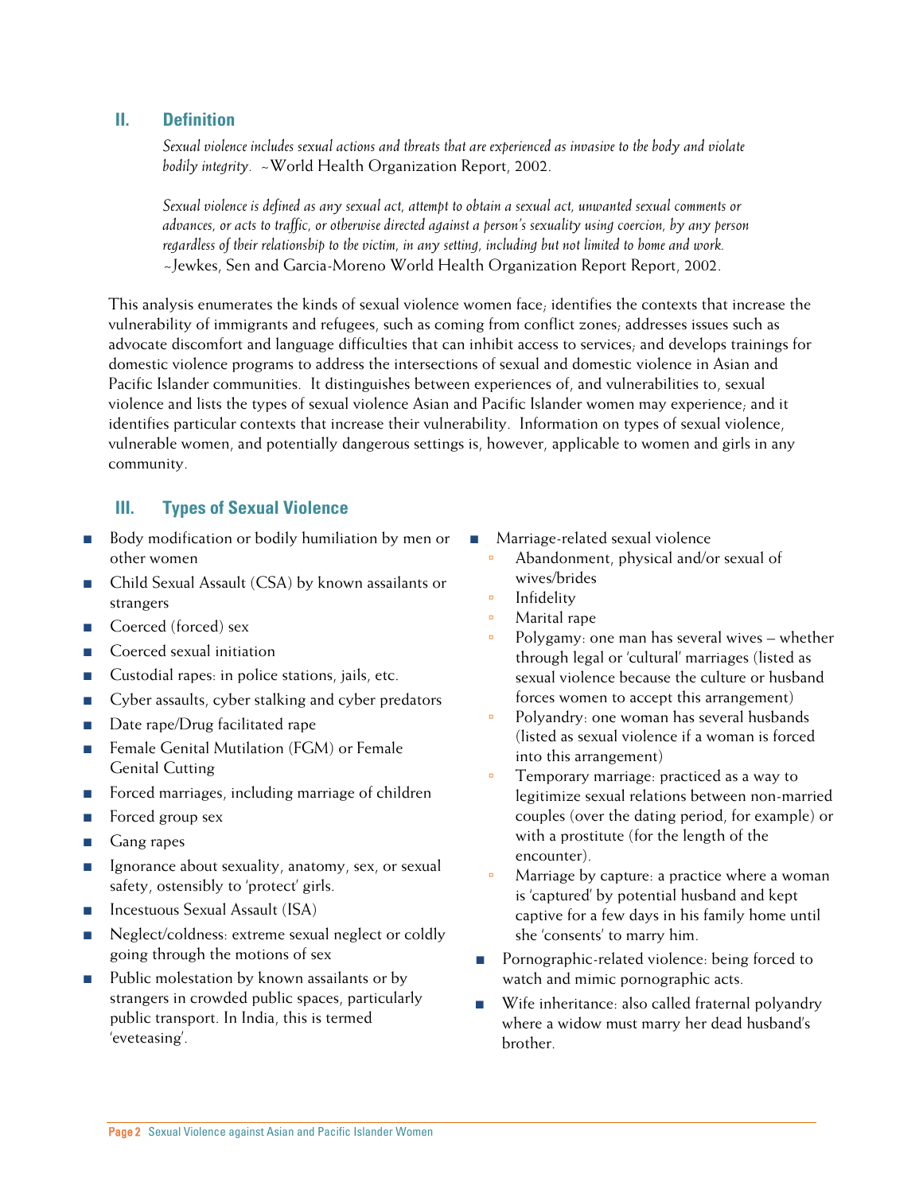## II. Definition

*Sexual violence includes sexual actions and threats that are experienced as invasive to the body and violate bodily integrity.* ~World Health Organization Report, 2002.

*Sexual violence is defined as any sexual act, attempt to obtain a sexual act, unwanted sexual comments or advances, or acts to traffic, or otherwise directed against a person's sexuality using coercion, by any person regardless of their relationship to the victim, in any setting, including but not limited to home and work.* ~Jewkes, Sen and Garcia-Moreno World Health Organization Report Report, 2002.

This analysis enumerates the kinds of sexual violence women face; identifies the contexts that increase the vulnerability of immigrants and refugees, such as coming from conflict zones; addresses issues such as advocate discomfort and language difficulties that can inhibit access to services; and develops trainings for domestic violence programs to address the intersections of sexual and domestic violence in Asian and Pacific Islander communities. It distinguishes between experiences of, and vulnerabilities to, sexual violence and lists the types of sexual violence Asian and Pacific Islander women may experience; and it identifies particular contexts that increase their vulnerability. Information on types of sexual violence, vulnerable women, and potentially dangerous settings is, however, applicable to women and girls in any community.

## III. Types of Sexual Violence

- Body modification or bodily humiliation by men or other women
- Child Sexual Assault (CSA) by known assailants or strangers
- Coerced (forced) sex
- Coerced sexual initiation
- Custodial rapes: in police stations, jails, etc.
- Cyber assaults, cyber stalking and cyber predators
- Date rape/Drug facilitated rape
- Female Genital Mutilation (FGM) or Female Genital Cutting
- Forced marriages, including marriage of children
- Forced group sex
- Gang rapes
- Ignorance about sexuality, anatomy, sex, or sexual safety, ostensibly to 'protect' girls.
- Incestuous Sexual Assault (ISA)
- Neglect/coldness: extreme sexual neglect or coldly going through the motions of sex
- Public molestation by known assailants or by strangers in crowded public spaces, particularly public transport. In India, this is termed 'eveteasing'.
- Marriage-related sexual violence
  - Abandonment, physical and/or sexual of wives/brides
  - Infidelity
  - Marital rape
  - Polygamy: one man has several wives – whether through legal or 'cultural' marriages (listed as sexual violence because the culture or husband forces women to accept this arrangement)
  - Polyandry: one woman has several husbands (listed as sexual violence if a woman is forced into this arrangement)
  - Temporary marriage: practiced as a way to legitimize sexual relations between non-married couples (over the dating period, for example) or with a prostitute (for the length of the encounter).
  - Marriage by capture: a practice where a woman is 'captured' by potential husband and kept captive for a few days in his family home until she 'consents' to marry him.
- Pornographic-related violence: being forced to watch and mimic pornographic acts.
- Wife inheritance: also called fraternal polyandry where a widow must marry her dead husband's brother.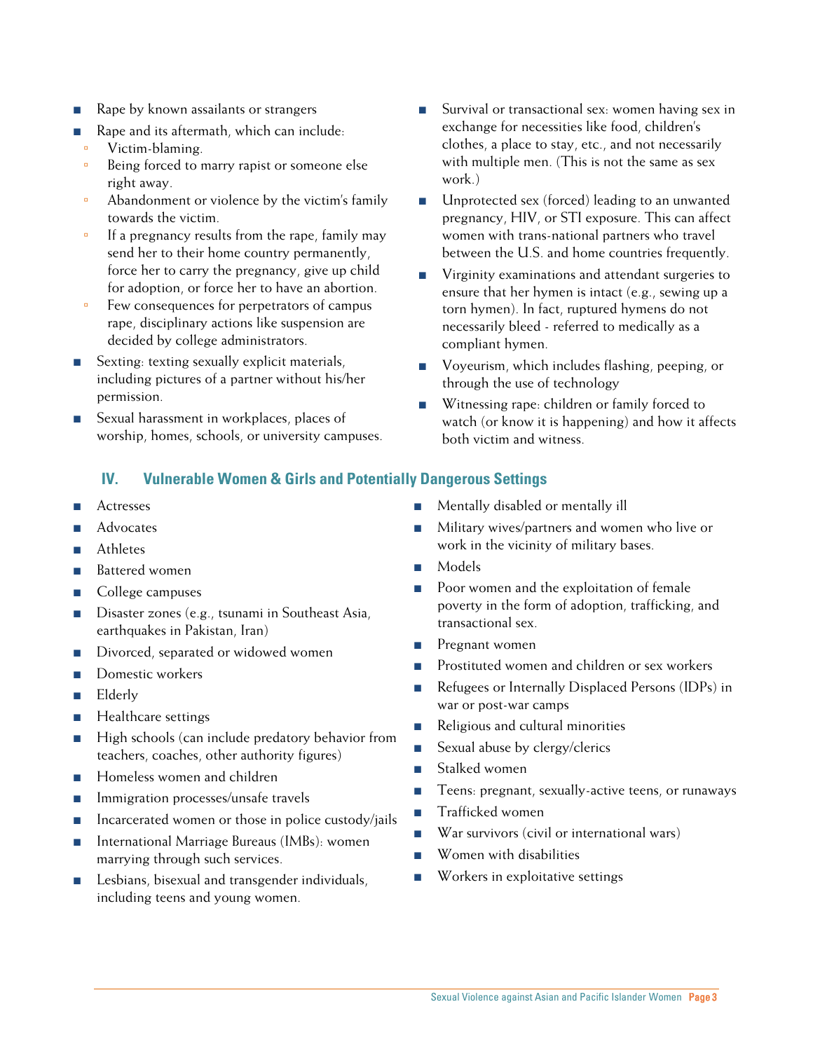- Rape by known assailants or strangers
- Rape and its aftermath, which can include:
  - Victim-blaming.
  - Being forced to marry rapist or someone else right away.
  - Abandonment or violence by the victim's family towards the victim.
  - If a pregnancy results from the rape, family may send her to their home country permanently, force her to carry the pregnancy, give up child for adoption, or force her to have an abortion.
  - Few consequences for perpetrators of campus rape, disciplinary actions like suspension are decided by college administrators.
- Sexting: texting sexually explicit materials, including pictures of a partner without his/her permission.
- Sexual harassment in workplaces, places of worship, homes, schools, or university campuses.
- Survival or transactional sex: women having sex in exchange for necessities like food, children's clothes, a place to stay, etc., and not necessarily with multiple men. (This is not the same as sex work.)
- Unprotected sex (forced) leading to an unwanted pregnancy, HIV, or STI exposure. This can affect women with trans-national partners who travel between the U.S. and home countries frequently.
- Virginity examinations and attendant surgeries to ensure that her hymen is intact (e.g., sewing up a torn hymen). In fact, ruptured hymens do not necessarily bleed - referred to medically as a compliant hymen.
- Voyeurism, which includes flashing, peeping, or through the use of technology
- Witnessing rape: children or family forced to watch (or know it is happening) and how it affects both victim and witness.

## IV. Vulnerable Women & Girls and Potentially Dangerous Settings

- Actresses
- Advocates
- Athletes
- Battered women
- College campuses
- Disaster zones (e.g., tsunami in Southeast Asia, earthquakes in Pakistan, Iran)
- Divorced, separated or widowed women
- Domestic workers
- Elderly
- Healthcare settings
- High schools (can include predatory behavior from teachers, coaches, other authority figures)
- Homeless women and children
- Immigration processes/unsafe travels
- Incarcerated women or those in police custody/jails
- International Marriage Bureaus (IMBs): women marrying through such services.
- Lesbians, bisexual and transgender individuals, including teens and young women.
- Mentally disabled or mentally ill
- Military wives/partners and women who live or work in the vicinity of military bases.
- Models
- Poor women and the exploitation of female poverty in the form of adoption, trafficking, and transactional sex.
- Pregnant women
- Prostituted women and children or sex workers
- Refugees or Internally Displaced Persons (IDPs) in war or post-war camps
- Religious and cultural minorities
- Sexual abuse by clergy/clerics
- Stalked women
- Teens: pregnant, sexually-active teens, or runaways
- Trafficked women
- War survivors (civil or international wars)
- Women with disabilities
- Workers in exploitative settings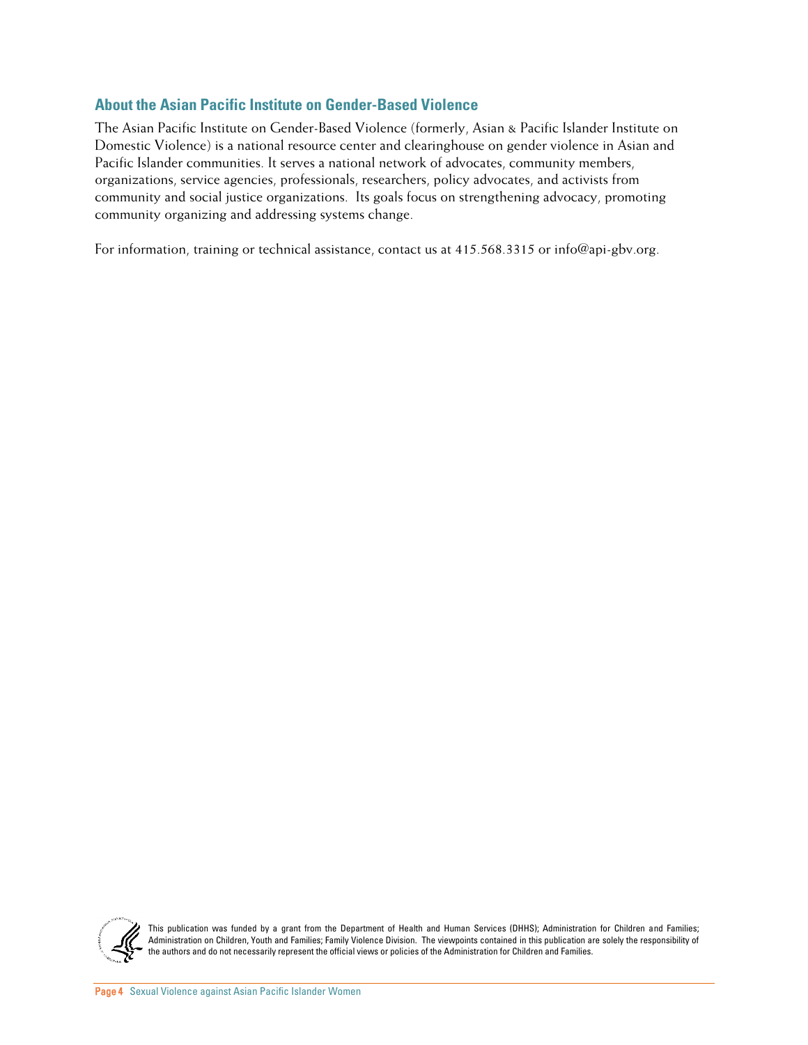## About the Asian Pacific Institute on Gender-Based Violence

The Asian Pacific Institute on Gender-Based Violence (formerly, Asian & Pacific Islander Institute on Domestic Violence) is a national resource center and clearinghouse on gender violence in Asian and Pacific Islander communities. It serves a national network of advocates, community members, organizations, service agencies, professionals, researchers, policy advocates, and activists from community and social justice organizations. Its goals focus on strengthening advocacy, promoting community organizing and addressing systems change.

For information, training or technical assistance, contact us at 415.568.3315 or info@api-gbv.org.

This publication was funded by a grant from the Department of Health and Human Services (DHHS); Administration for Children and Families; Administration on Children, Youth and Families; Family Violence Division. The viewpoints contained in this publication are solely the responsibility of the authors and do not necessarily represent the official views or policies of the Administration for Children and Families.